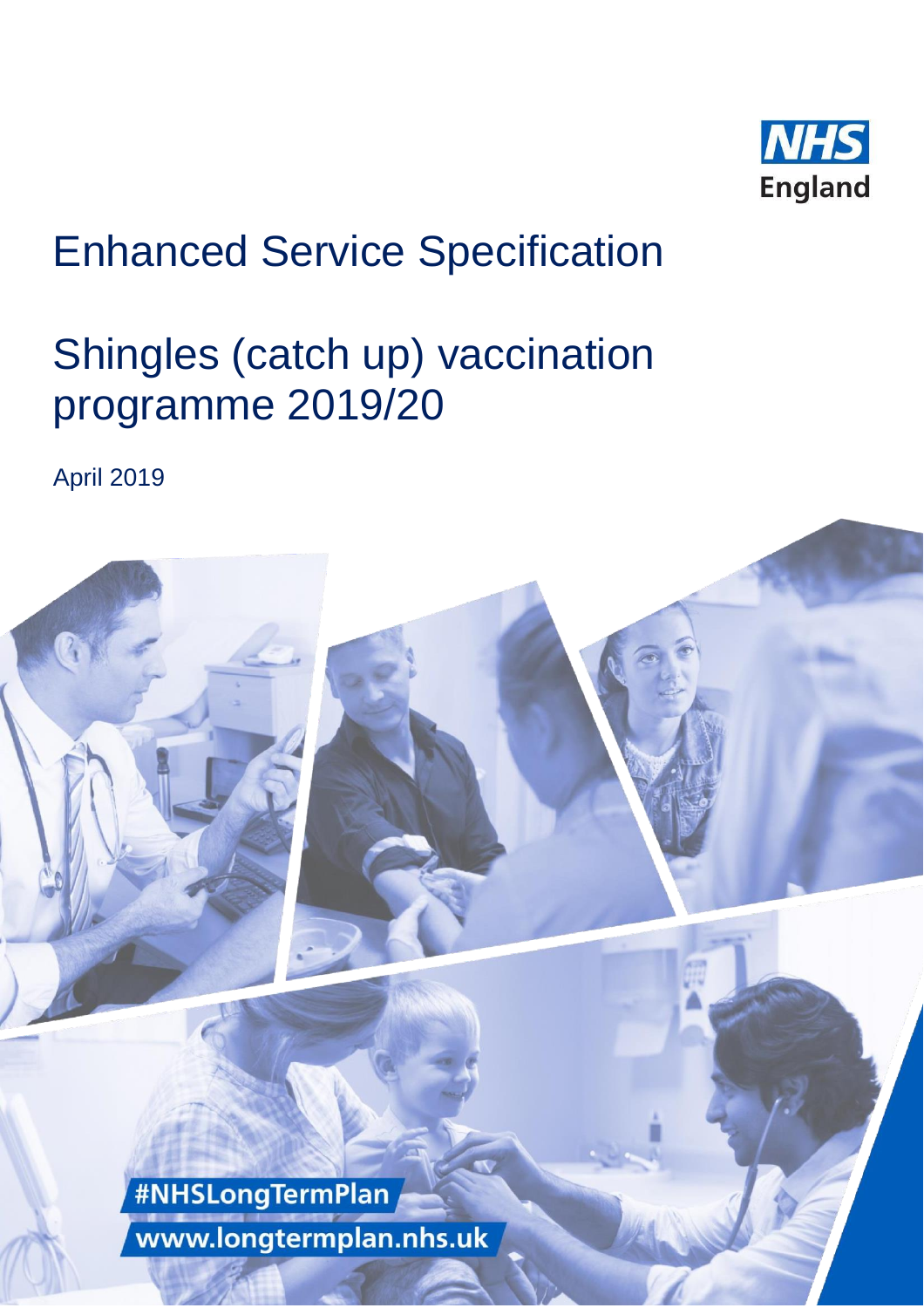NHS England

# Enhanced Service Specification

# Shingles (catch up) vaccination programme 2019/20

April 2019

#NHSLongTermPlan

www.longtermplan.nhs.uk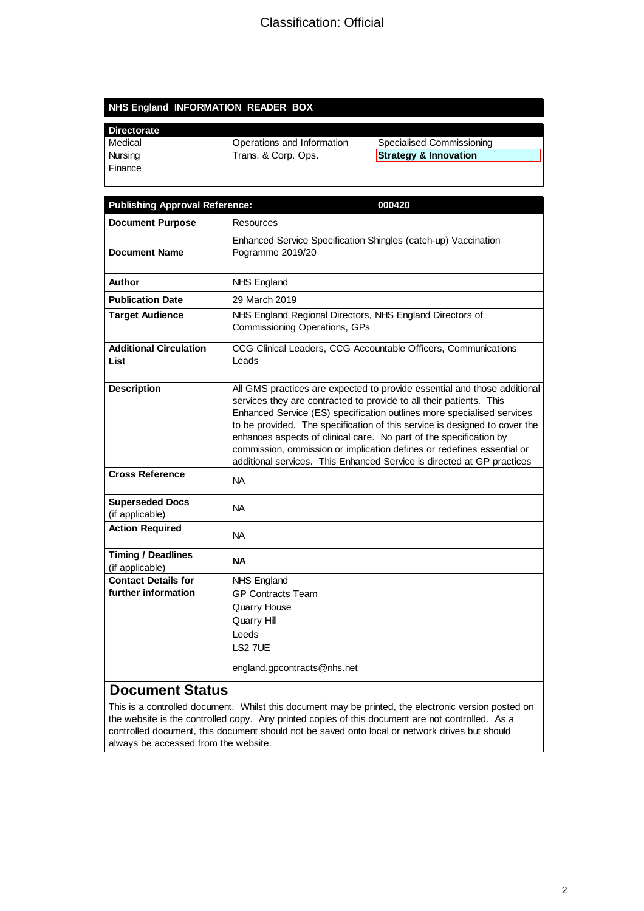Classification: Official

## NHS England INFORMATION READER BOX

| Directorate | | |
|---|---|---|
| Medical | Operations and Information | Specialised Commissioning |
| Nursing | Trans. & Corp. Ops. | **Strategy & Innovation** |
| Finance | | |

| **Publishing Approval Reference:** | **000420** |
|---|---|
| **Document Purpose** | Resources |
| **Document Name** | Enhanced Service Specification Shingles (catch-up) Vaccination Pogramme 2019/20 |
| **Author** | NHS England |
| **Publication Date** | 29 March 2019 |
| **Target Audience** | NHS England Regional Directors, NHS England Directors of Commissioning Operations, GPs |
| **Additional Circulation List** | CCG Clinical Leaders, CCG Accountable Officers, Communications Leads |
| **Description** | All GMS practices are expected to provide essential and those additional services they are contracted to provide to all their patients. This Enhanced Service (ES) specification outlines more specialised services to be provided. The specification of this service is designed to cover the enhances aspects of clinical care. No part of the specification by commission, ommission or implication defines or redefines essential or additional services. This Enhanced Service is directed at GP practices |
| **Cross Reference** | NA |
| **Superseded Docs** (if applicable) | NA |
| **Action Required** | NA |
| **Timing / Deadlines** (if applicable) | **NA** |
| **Contact Details for further information** | NHS England<br>GP Contracts Team<br>Quarry House<br>Quarry Hill<br>Leeds<br>LS2 7UE<br><br>england.gpcontracts@nhs.net |

## Document Status

This is a controlled document. Whilst this document may be printed, the electronic version posted on the website is the controlled copy. Any printed copies of this document are not controlled. As a controlled document, this document should not be saved onto local or network drives but should always be accessed from the website.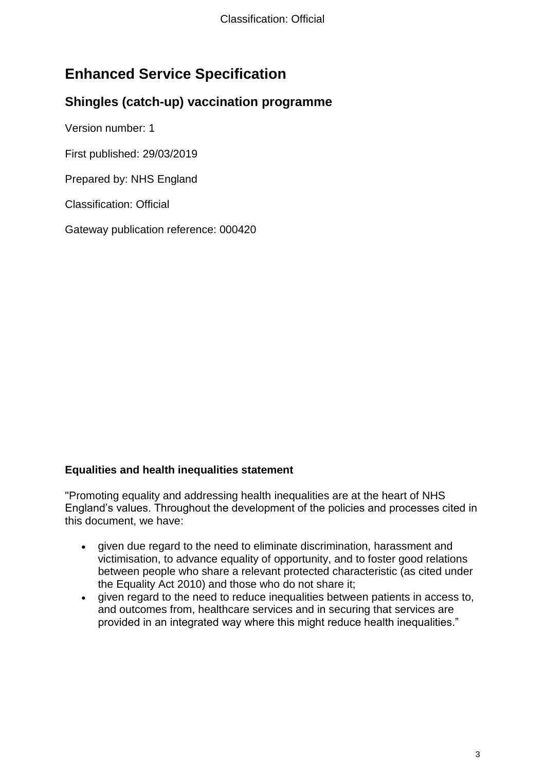# Enhanced Service Specification

## Shingles (catch-up) vaccination programme

Version number: 1

First published: 29/03/2019

Prepared by: NHS England

Classification: Official

Gateway publication reference: 000420

**Equalities and health inequalities statement**

"Promoting equality and addressing health inequalities are at the heart of NHS England's values. Throughout the development of the policies and processes cited in this document, we have:

- given due regard to the need to eliminate discrimination, harassment and victimisation, to advance equality of opportunity, and to foster good relations between people who share a relevant protected characteristic (as cited under the Equality Act 2010) and those who do not share it;
- given regard to the need to reduce inequalities between patients in access to, and outcomes from, healthcare services and in securing that services are provided in an integrated way where this might reduce health inequalities."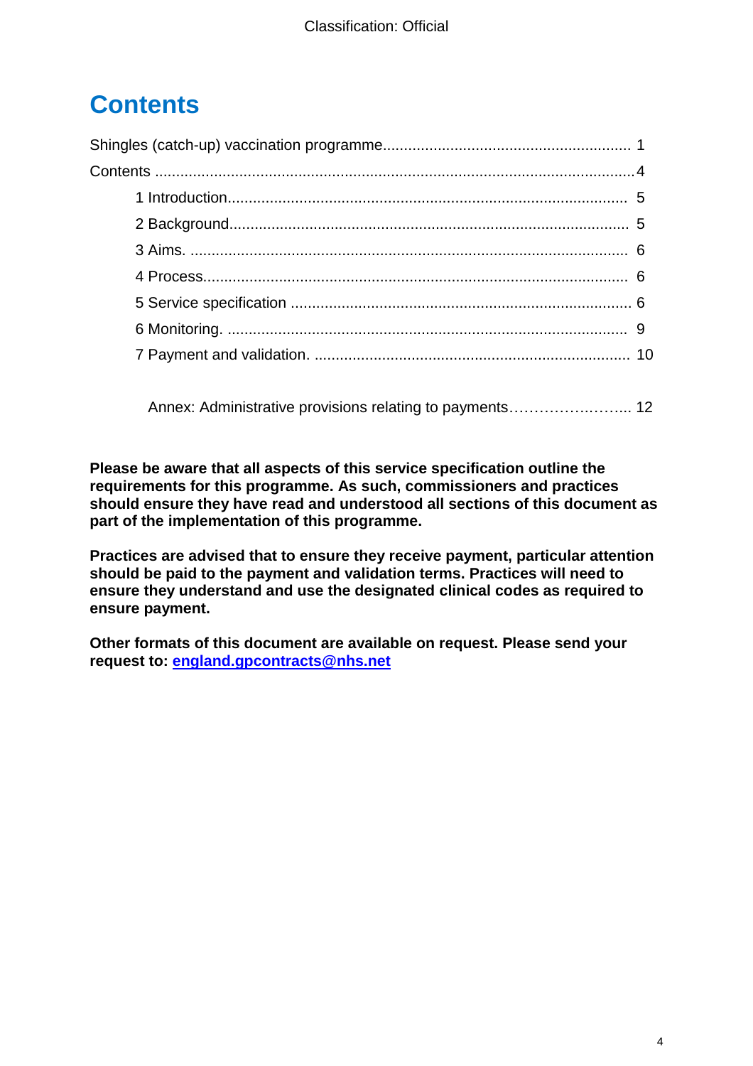# Contents

Shingles (catch-up) vaccination programme........................................................... 1

Contents ..................................................................................................................4

- 1 Introduction............................................................................................. 5
- 2 Background............................................................................................. 5
- 3 Aims. ...................................................................................................... 6
- 4 Process................................................................................................... 6
- 5 Service specification ................................................................................ 6
- 6 Monitoring. ............................................................................................. 9
- 7 Payment and validation. .......................................................................... 10

Annex: Administrative provisions relating to payments…………….…….... 12

**Please be aware that all aspects of this service specification outline the requirements for this programme. As such, commissioners and practices should ensure they have read and understood all sections of this document as part of the implementation of this programme.**

**Practices are advised that to ensure they receive payment, particular attention should be paid to the payment and validation terms. Practices will need to ensure they understand and use the designated clinical codes as required to ensure payment.**

**Other formats of this document are available on request. Please send your request to: england.gpcontracts@nhs.net**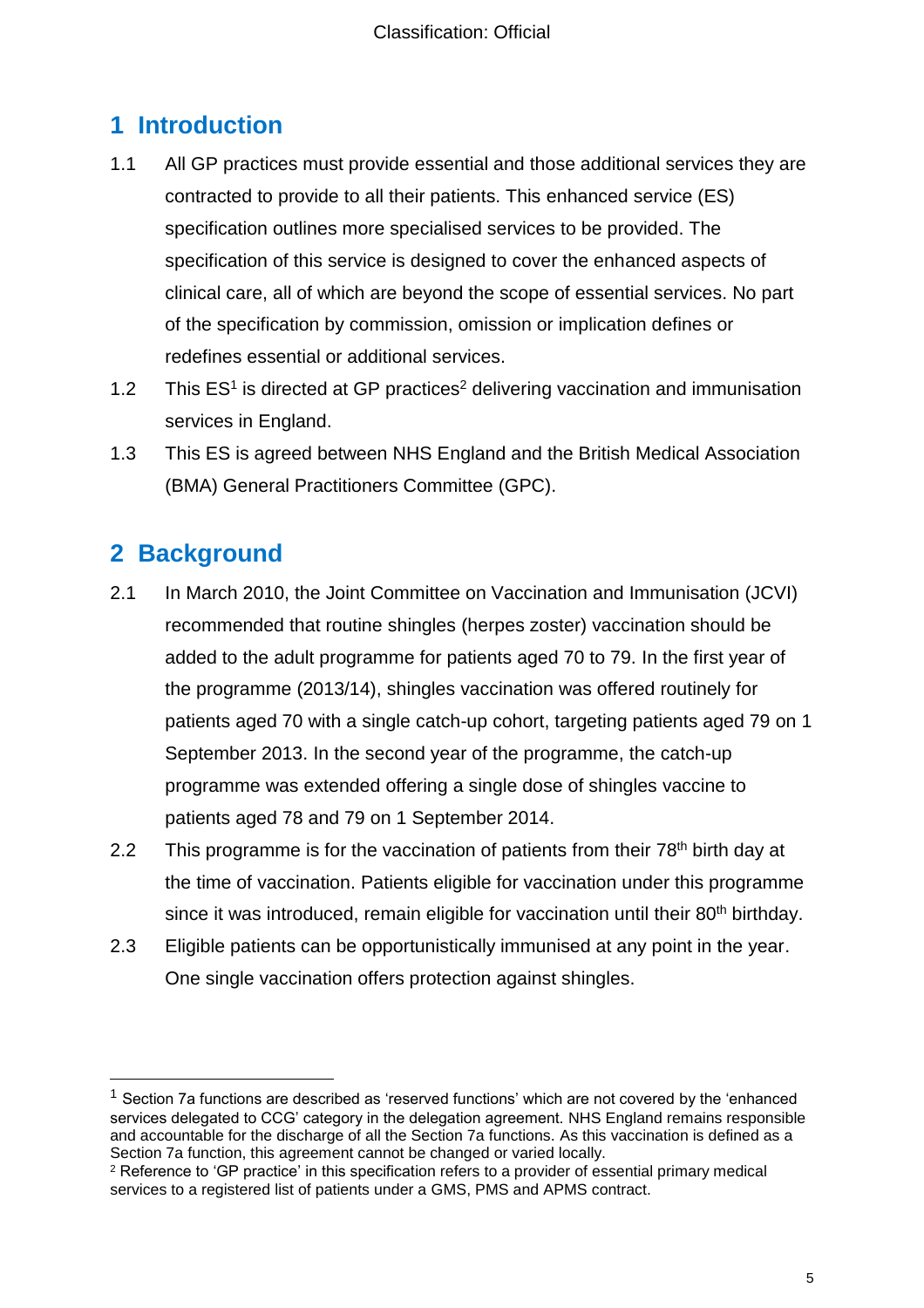## 1 Introduction

1.1 All GP practices must provide essential and those additional services they are contracted to provide to all their patients. This enhanced service (ES) specification outlines more specialised services to be provided. The specification of this service is designed to cover the enhanced aspects of clinical care, all of which are beyond the scope of essential services. No part of the specification by commission, omission or implication defines or redefines essential or additional services.

1.2 This ES[1] is directed at GP practices[2] delivering vaccination and immunisation services in England.

1.3 This ES is agreed between NHS England and the British Medical Association (BMA) General Practitioners Committee (GPC).

## 2 Background

2.1 In March 2010, the Joint Committee on Vaccination and Immunisation (JCVI) recommended that routine shingles (herpes zoster) vaccination should be added to the adult programme for patients aged 70 to 79. In the first year of the programme (2013/14), shingles vaccination was offered routinely for patients aged 70 with a single catch-up cohort, targeting patients aged 79 on 1 September 2013. In the second year of the programme, the catch-up programme was extended offering a single dose of shingles vaccine to patients aged 78 and 79 on 1 September 2014.

2.2 This programme is for the vaccination of patients from their 78th birth day at the time of vaccination. Patients eligible for vaccination under this programme since it was introduced, remain eligible for vaccination until their 80th birthday.

2.3 Eligible patients can be opportunistically immunised at any point in the year. One single vaccination offers protection against shingles.

---

[1] Section 7a functions are described as 'reserved functions' which are not covered by the 'enhanced services delegated to CCG' category in the delegation agreement. NHS England remains responsible and accountable for the discharge of all the Section 7a functions. As this vaccination is defined as a Section 7a function, this agreement cannot be changed or varied locally.

[2] Reference to 'GP practice' in this specification refers to a provider of essential primary medical services to a registered list of patients under a GMS, PMS and APMS contract.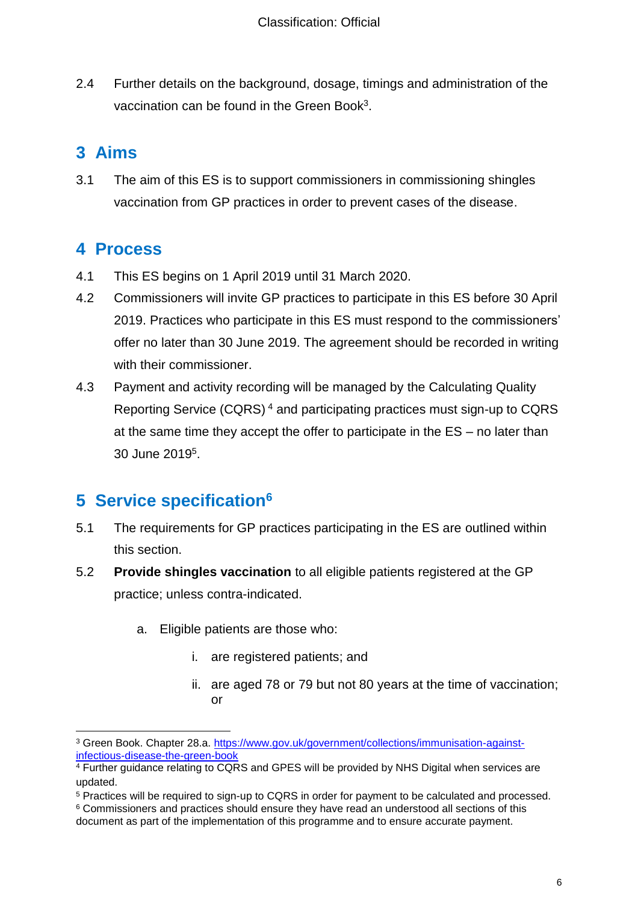2.4 Further details on the background, dosage, timings and administration of the vaccination can be found in the Green Book[3].

## 3 Aims

3.1 The aim of this ES is to support commissioners in commissioning shingles vaccination from GP practices in order to prevent cases of the disease.

## 4 Process

4.1 This ES begins on 1 April 2019 until 31 March 2020.

4.2 Commissioners will invite GP practices to participate in this ES before 30 April 2019. Practices who participate in this ES must respond to the commissioners' offer no later than 30 June 2019. The agreement should be recorded in writing with their commissioner.

4.3 Payment and activity recording will be managed by the Calculating Quality Reporting Service (CQRS) [4] and participating practices must sign-up to CQRS at the same time they accept the offer to participate in the ES – no later than 30 June 2019[5].

## 5 Service specification[6]

5.1 The requirements for GP practices participating in the ES are outlined within this section.

5.2 **Provide shingles vaccination** to all eligible patients registered at the GP practice; unless contra-indicated.

   a. Eligible patients are those who:

      i. are registered patients; and

      ii. are aged 78 or 79 but not 80 years at the time of vaccination; or

---

[3] Green Book. Chapter 28.a. https://www.gov.uk/government/collections/immunisation-against-infectious-disease-the-green-book

[4] Further guidance relating to CQRS and GPES will be provided by NHS Digital when services are updated.

[5] Practices will be required to sign-up to CQRS in order for payment to be calculated and processed.

[6] Commissioners and practices should ensure they have read an understood all sections of this document as part of the implementation of this programme and to ensure accurate payment.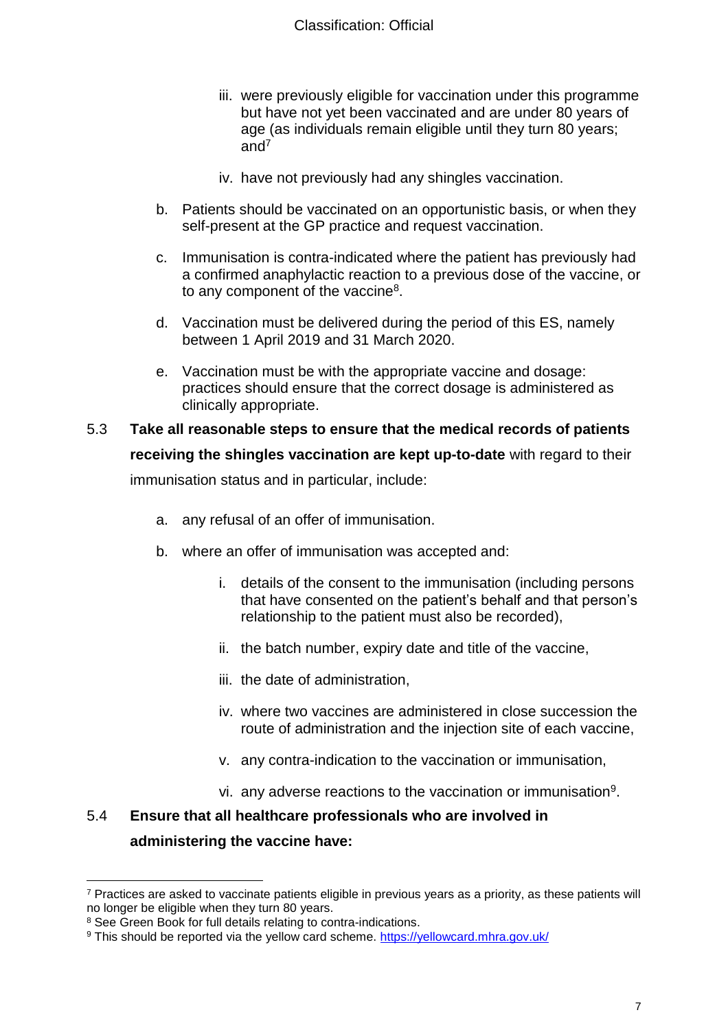iii. were previously eligible for vaccination under this programme but have not yet been vaccinated and are under 80 years of age (as individuals remain eligible until they turn 80 years; and[7]

iv. have not previously had any shingles vaccination.

b. Patients should be vaccinated on an opportunistic basis, or when they self-present at the GP practice and request vaccination.

c. Immunisation is contra-indicated where the patient has previously had a confirmed anaphylactic reaction to a previous dose of the vaccine, or to any component of the vaccine[8].

d. Vaccination must be delivered during the period of this ES, namely between 1 April 2019 and 31 March 2020.

e. Vaccination must be with the appropriate vaccine and dosage: practices should ensure that the correct dosage is administered as clinically appropriate.

5.3 **Take all reasonable steps to ensure that the medical records of patients receiving the shingles vaccination are kept up-to-date** with regard to their immunisation status and in particular, include:

a. any refusal of an offer of immunisation.

b. where an offer of immunisation was accepted and:

i. details of the consent to the immunisation (including persons that have consented on the patient's behalf and that person's relationship to the patient must also be recorded),

ii. the batch number, expiry date and title of the vaccine,

iii. the date of administration,

iv. where two vaccines are administered in close succession the route of administration and the injection site of each vaccine,

v. any contra-indication to the vaccination or immunisation,

vi. any adverse reactions to the vaccination or immunisation[9].

5.4 **Ensure that all healthcare professionals who are involved in administering the vaccine have:**

---

[7] Practices are asked to vaccinate patients eligible in previous years as a priority, as these patients will no longer be eligible when they turn 80 years.

[8] See Green Book for full details relating to contra-indications.

[9] This should be reported via the yellow card scheme. https://yellowcard.mhra.gov.uk/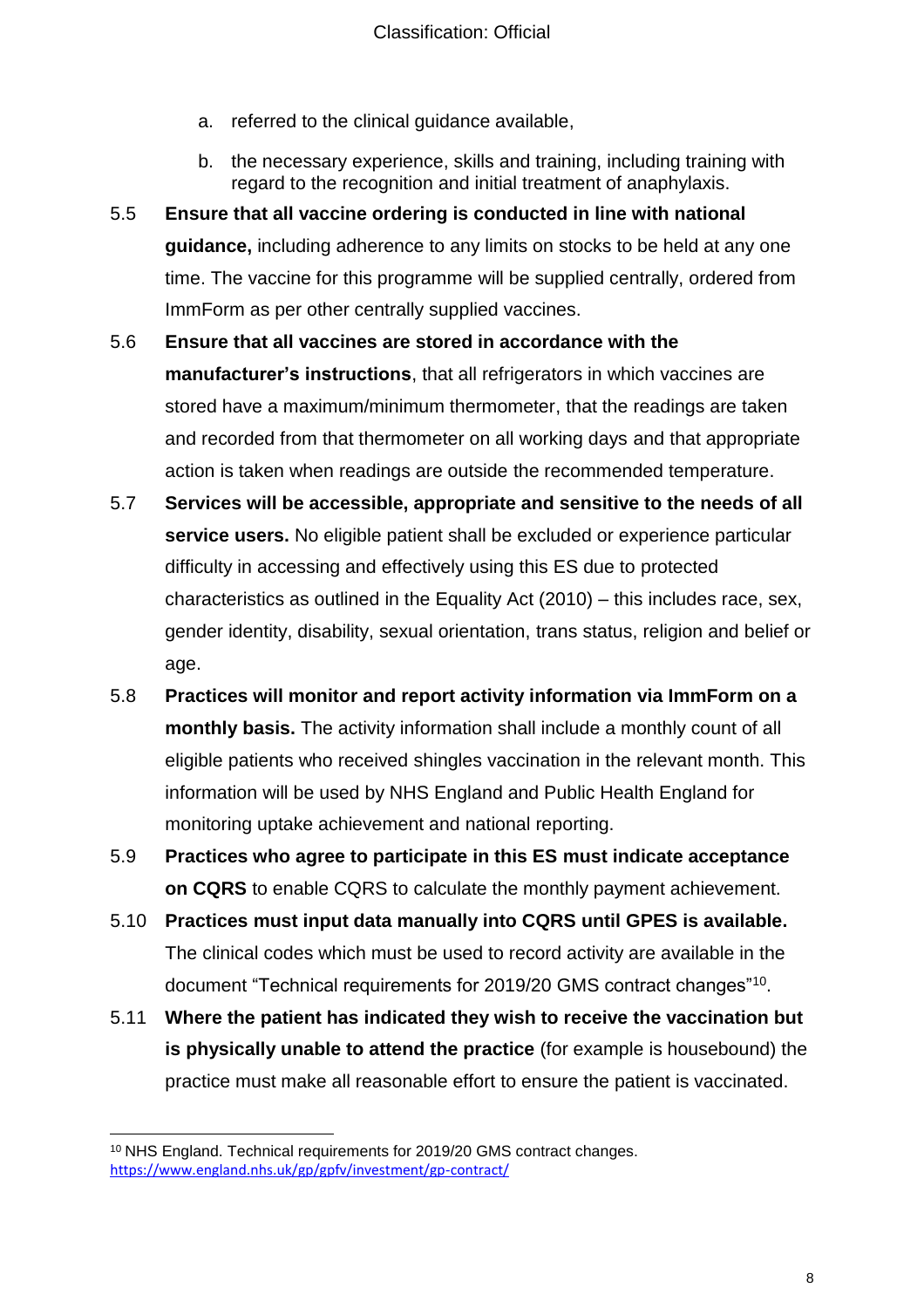a. referred to the clinical guidance available,

   b. the necessary experience, skills and training, including training with regard to the recognition and initial treatment of anaphylaxis.

5.5 **Ensure that all vaccine ordering is conducted in line with national guidance,** including adherence to any limits on stocks to be held at any one time. The vaccine for this programme will be supplied centrally, ordered from ImmForm as per other centrally supplied vaccines.

5.6 **Ensure that all vaccines are stored in accordance with the manufacturer's instructions**, that all refrigerators in which vaccines are stored have a maximum/minimum thermometer, that the readings are taken and recorded from that thermometer on all working days and that appropriate action is taken when readings are outside the recommended temperature.

5.7 **Services will be accessible, appropriate and sensitive to the needs of all service users.** No eligible patient shall be excluded or experience particular difficulty in accessing and effectively using this ES due to protected characteristics as outlined in the Equality Act (2010) – this includes race, sex, gender identity, disability, sexual orientation, trans status, religion and belief or age.

5.8 **Practices will monitor and report activity information via ImmForm on a monthly basis.** The activity information shall include a monthly count of all eligible patients who received shingles vaccination in the relevant month. This information will be used by NHS England and Public Health England for monitoring uptake achievement and national reporting.

5.9 **Practices who agree to participate in this ES must indicate acceptance on CQRS** to enable CQRS to calculate the monthly payment achievement.

5.10 **Practices must input data manually into CQRS until GPES is available.** The clinical codes which must be used to record activity are available in the document "Technical requirements for 2019/20 GMS contract changes"[10].

5.11 **Where the patient has indicated they wish to receive the vaccination but is physically unable to attend the practice** (for example is housebound) the practice must make all reasonable effort to ensure the patient is vaccinated.

---

[10] NHS England. Technical requirements for 2019/20 GMS contract changes. https://www.england.nhs.uk/gp/gpfv/investment/gp-contract/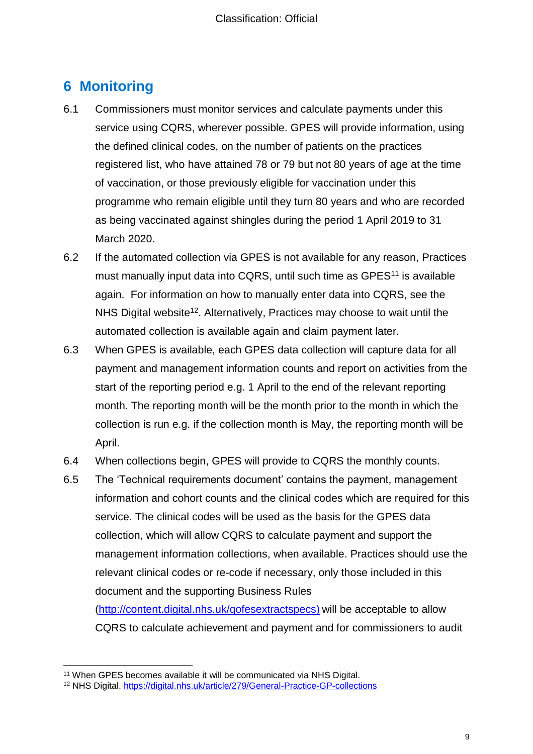## 6 Monitoring

6.1 Commissioners must monitor services and calculate payments under this service using CQRS, wherever possible. GPES will provide information, using the defined clinical codes, on the number of patients on the practices registered list, who have attained 78 or 79 but not 80 years of age at the time of vaccination, or those previously eligible for vaccination under this programme who remain eligible until they turn 80 years and who are recorded as being vaccinated against shingles during the period 1 April 2019 to 31 March 2020.

6.2 If the automated collection via GPES is not available for any reason, Practices must manually input data into CQRS, until such time as GPES[11] is available again. For information on how to manually enter data into CQRS, see the NHS Digital website[12]. Alternatively, Practices may choose to wait until the automated collection is available again and claim payment later.

6.3 When GPES is available, each GPES data collection will capture data for all payment and management information counts and report on activities from the start of the reporting period e.g. 1 April to the end of the relevant reporting month. The reporting month will be the month prior to the month in which the collection is run e.g. if the collection month is May, the reporting month will be April.

6.4 When collections begin, GPES will provide to CQRS the monthly counts.

6.5 The 'Technical requirements document' contains the payment, management information and cohort counts and the clinical codes which are required for this service. The clinical codes will be used as the basis for the GPES data collection, which will allow CQRS to calculate payment and support the management information collections, when available. Practices should use the relevant clinical codes or re-code if necessary, only those included in this document and the supporting Business Rules (http://content.digital.nhs.uk/qofesextractspecs) will be acceptable to allow CQRS to calculate achievement and payment and for commissioners to audit

---

[11] When GPES becomes available it will be communicated via NHS Digital.

[12] NHS Digital. https://digital.nhs.uk/article/279/General-Practice-GP-collections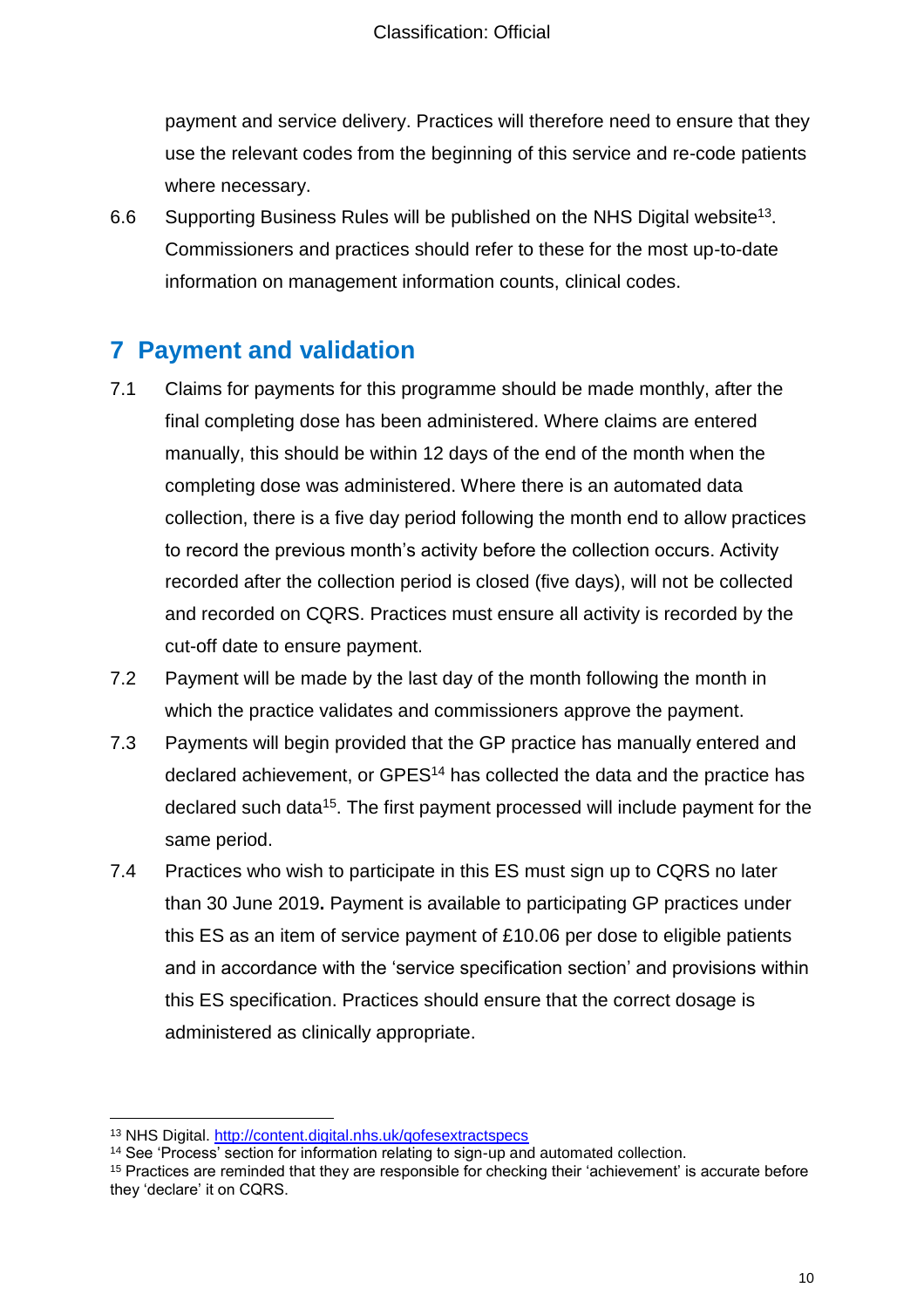payment and service delivery. Practices will therefore need to ensure that they use the relevant codes from the beginning of this service and re-code patients where necessary.

6.6 Supporting Business Rules will be published on the NHS Digital website[13]. Commissioners and practices should refer to these for the most up-to-date information on management information counts, clinical codes.

## 7 Payment and validation

7.1 Claims for payments for this programme should be made monthly, after the final completing dose has been administered. Where claims are entered manually, this should be within 12 days of the end of the month when the completing dose was administered. Where there is an automated data collection, there is a five day period following the month end to allow practices to record the previous month's activity before the collection occurs. Activity recorded after the collection period is closed (five days), will not be collected and recorded on CQRS. Practices must ensure all activity is recorded by the cut-off date to ensure payment.

7.2 Payment will be made by the last day of the month following the month in which the practice validates and commissioners approve the payment.

7.3 Payments will begin provided that the GP practice has manually entered and declared achievement, or GPES[14] has collected the data and the practice has declared such data[15]. The first payment processed will include payment for the same period.

7.4 Practices who wish to participate in this ES must sign up to CQRS no later than 30 June 2019**.** Payment is available to participating GP practices under this ES as an item of service payment of £10.06 per dose to eligible patients and in accordance with the 'service specification section' and provisions within this ES specification. Practices should ensure that the correct dosage is administered as clinically appropriate.

---

[13] NHS Digital. http://content.digital.nhs.uk/qofesextractspecs

[14] See 'Process' section for information relating to sign-up and automated collection.

[15] Practices are reminded that they are responsible for checking their 'achievement' is accurate before they 'declare' it on CQRS.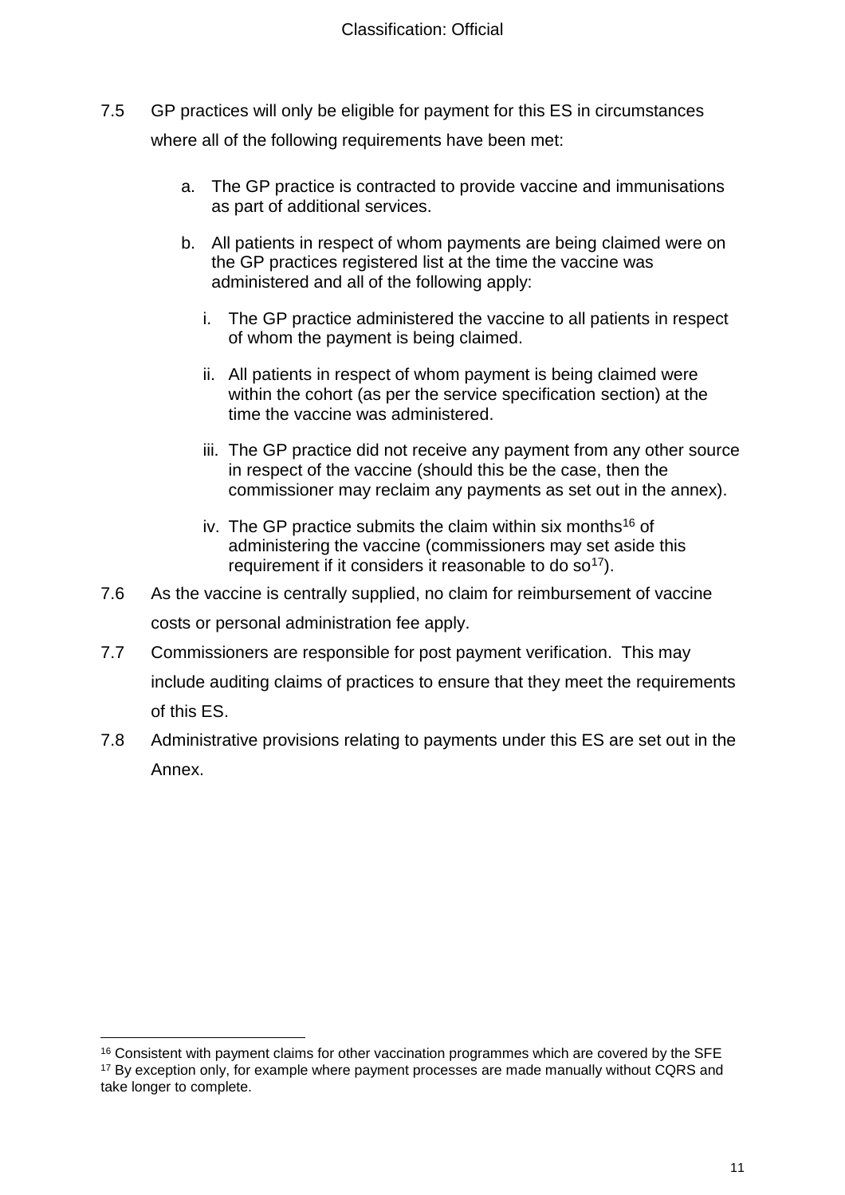7.5 GP practices will only be eligible for payment for this ES in circumstances where all of the following requirements have been met:

a. The GP practice is contracted to provide vaccine and immunisations as part of additional services.

b. All patients in respect of whom payments are being claimed were on the GP practices registered list at the time the vaccine was administered and all of the following apply:

   i. The GP practice administered the vaccine to all patients in respect of whom the payment is being claimed.

   ii. All patients in respect of whom payment is being claimed were within the cohort (as per the service specification section) at the time the vaccine was administered.

   iii. The GP practice did not receive any payment from any other source in respect of the vaccine (should this be the case, then the commissioner may reclaim any payments as set out in the annex).

   iv. The GP practice submits the claim within six months[16] of administering the vaccine (commissioners may set aside this requirement if it considers it reasonable to do so[17]).

7.6 As the vaccine is centrally supplied, no claim for reimbursement of vaccine costs or personal administration fee apply.

7.7 Commissioners are responsible for post payment verification. This may include auditing claims of practices to ensure that they meet the requirements of this ES.

7.8 Administrative provisions relating to payments under this ES are set out in the Annex.

---

[16] Consistent with payment claims for other vaccination programmes which are covered by the SFE

[17] By exception only, for example where payment processes are made manually without CQRS and take longer to complete.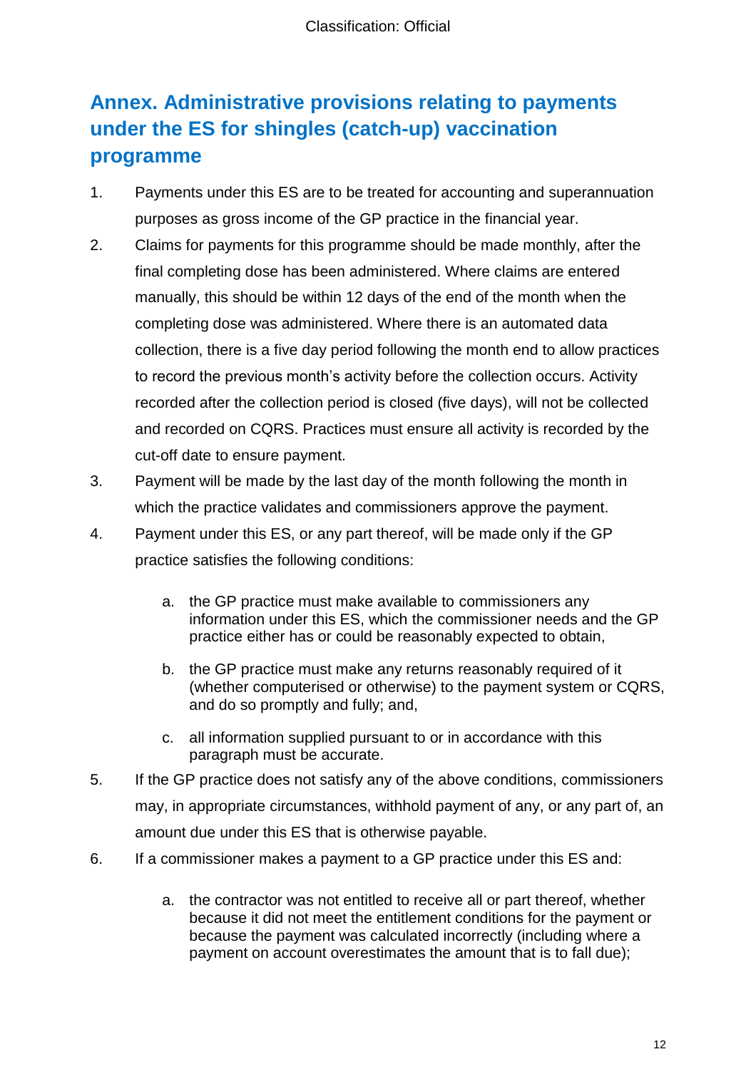# Annex. Administrative provisions relating to payments under the ES for shingles (catch-up) vaccination programme

1. Payments under this ES are to be treated for accounting and superannuation purposes as gross income of the GP practice in the financial year.
2. Claims for payments for this programme should be made monthly, after the final completing dose has been administered. Where claims are entered manually, this should be within 12 days of the end of the month when the completing dose was administered. Where there is an automated data collection, there is a five day period following the month end to allow practices to record the previous month's activity before the collection occurs. Activity recorded after the collection period is closed (five days), will not be collected and recorded on CQRS. Practices must ensure all activity is recorded by the cut-off date to ensure payment.
3. Payment will be made by the last day of the month following the month in which the practice validates and commissioners approve the payment.
4. Payment under this ES, or any part thereof, will be made only if the GP practice satisfies the following conditions:

    a. the GP practice must make available to commissioners any information under this ES, which the commissioner needs and the GP practice either has or could be reasonably expected to obtain,

    b. the GP practice must make any returns reasonably required of it (whether computerised or otherwise) to the payment system or CQRS, and do so promptly and fully; and,

    c. all information supplied pursuant to or in accordance with this paragraph must be accurate.

5. If the GP practice does not satisfy any of the above conditions, commissioners may, in appropriate circumstances, withhold payment of any, or any part of, an amount due under this ES that is otherwise payable.
6. If a commissioner makes a payment to a GP practice under this ES and:

    a. the contractor was not entitled to receive all or part thereof, whether because it did not meet the entitlement conditions for the payment or because the payment was calculated incorrectly (including where a payment on account overestimates the amount that is to fall due);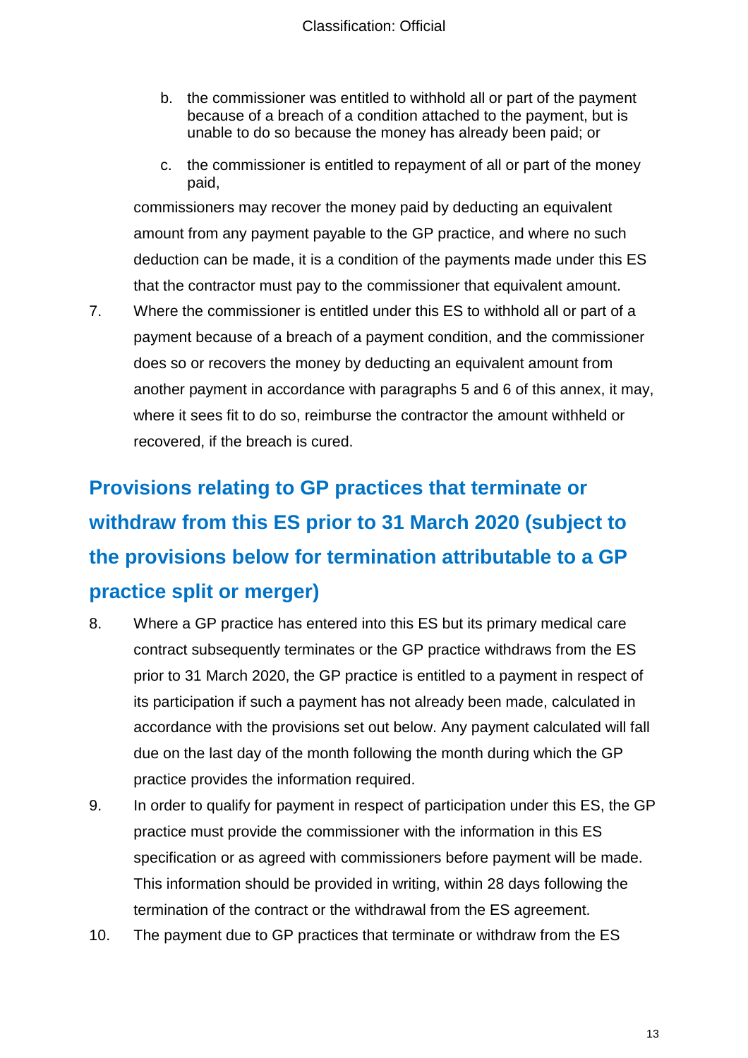b. the commissioner was entitled to withhold all or part of the payment because of a breach of a condition attached to the payment, but is unable to do so because the money has already been paid; or

c. the commissioner is entitled to repayment of all or part of the money paid,

commissioners may recover the money paid by deducting an equivalent amount from any payment payable to the GP practice, and where no such deduction can be made, it is a condition of the payments made under this ES that the contractor must pay to the commissioner that equivalent amount.

7. Where the commissioner is entitled under this ES to withhold all or part of a payment because of a breach of a payment condition, and the commissioner does so or recovers the money by deducting an equivalent amount from another payment in accordance with paragraphs 5 and 6 of this annex, it may, where it sees fit to do so, reimburse the contractor the amount withheld or recovered, if the breach is cured.

## Provisions relating to GP practices that terminate or withdraw from this ES prior to 31 March 2020 (subject to the provisions below for termination attributable to a GP practice split or merger)

8. Where a GP practice has entered into this ES but its primary medical care contract subsequently terminates or the GP practice withdraws from the ES prior to 31 March 2020, the GP practice is entitled to a payment in respect of its participation if such a payment has not already been made, calculated in accordance with the provisions set out below. Any payment calculated will fall due on the last day of the month following the month during which the GP practice provides the information required.

9. In order to qualify for payment in respect of participation under this ES, the GP practice must provide the commissioner with the information in this ES specification or as agreed with commissioners before payment will be made. This information should be provided in writing, within 28 days following the termination of the contract or the withdrawal from the ES agreement.

10. The payment due to GP practices that terminate or withdraw from the ES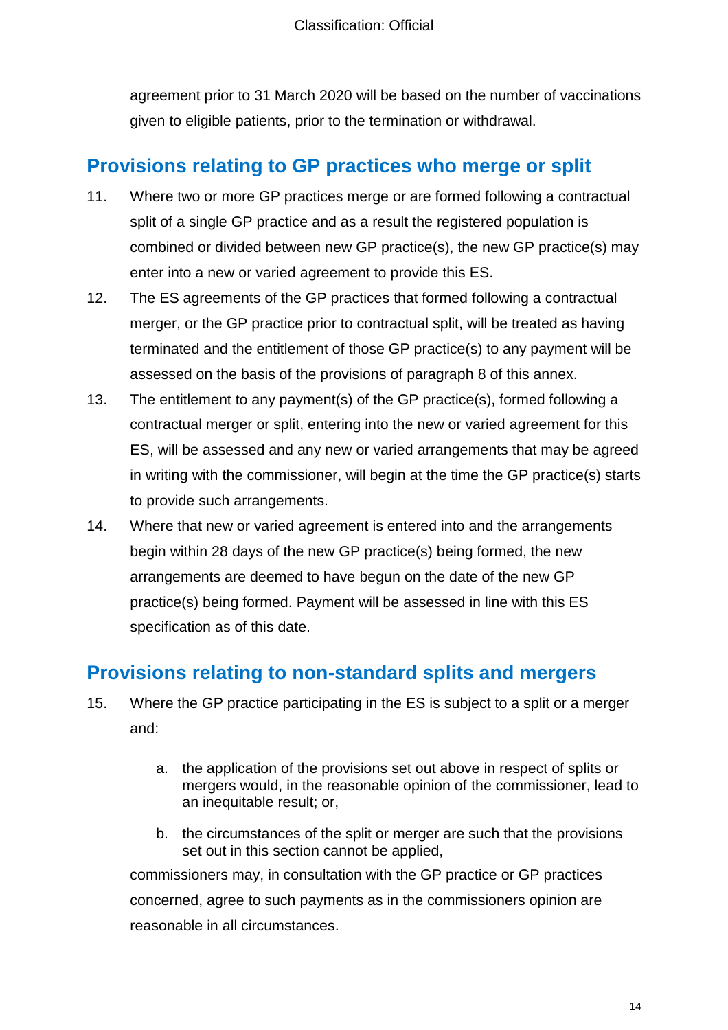agreement prior to 31 March 2020 will be based on the number of vaccinations given to eligible patients, prior to the termination or withdrawal.

## Provisions relating to GP practices who merge or split

11. Where two or more GP practices merge or are formed following a contractual split of a single GP practice and as a result the registered population is combined or divided between new GP practice(s), the new GP practice(s) may enter into a new or varied agreement to provide this ES.
12. The ES agreements of the GP practices that formed following a contractual merger, or the GP practice prior to contractual split, will be treated as having terminated and the entitlement of those GP practice(s) to any payment will be assessed on the basis of the provisions of paragraph 8 of this annex.
13. The entitlement to any payment(s) of the GP practice(s), formed following a contractual merger or split, entering into the new or varied agreement for this ES, will be assessed and any new or varied arrangements that may be agreed in writing with the commissioner, will begin at the time the GP practice(s) starts to provide such arrangements.
14. Where that new or varied agreement is entered into and the arrangements begin within 28 days of the new GP practice(s) being formed, the new arrangements are deemed to have begun on the date of the new GP practice(s) being formed. Payment will be assessed in line with this ES specification as of this date.

## Provisions relating to non-standard splits and mergers

15. Where the GP practice participating in the ES is subject to a split or a merger and:

    a. the application of the provisions set out above in respect of splits or mergers would, in the reasonable opinion of the commissioner, lead to an inequitable result; or,

    b. the circumstances of the split or merger are such that the provisions set out in this section cannot be applied,

    commissioners may, in consultation with the GP practice or GP practices concerned, agree to such payments as in the commissioners opinion are reasonable in all circumstances.